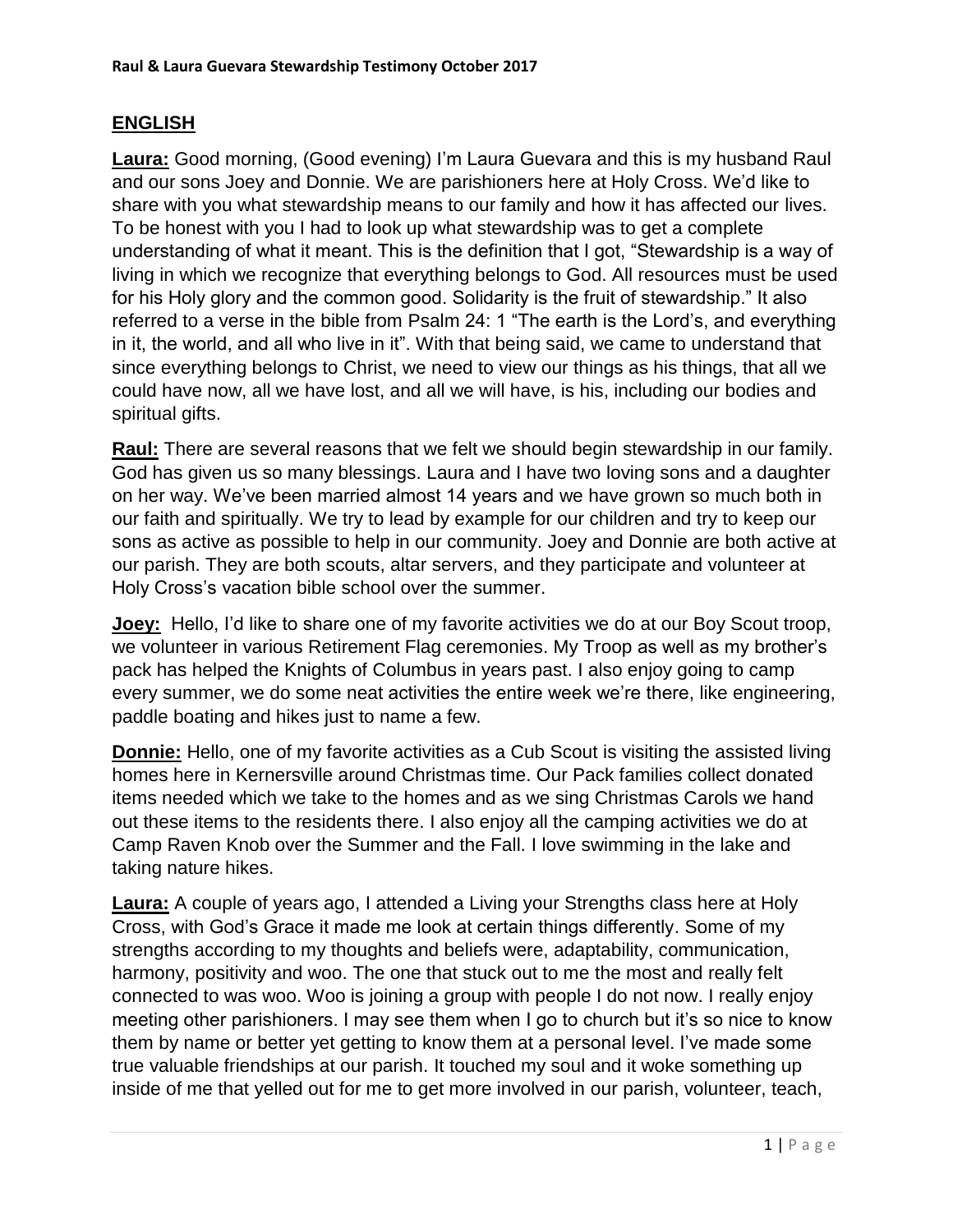## ENGLISH

**Laura:** Good morning, (Good evening) I'm Laura Guevara and this is my husband Raul and our sons Joey and Donnie. We are parishioners here at Holy Cross. We'd like to share with you what stewardship means to our family and how it has affected our lives. To be honest with you I had to look up what stewardship was to get a complete understanding of what it meant. This is the definition that I got, "Stewardship is a way of living in which we recognize that everything belongs to God. All resources must be used for his Holy glory and the common good. Solidarity is the fruit of stewardship." It also referred to a verse in the bible from Psalm 24: 1 "The earth is the Lord's, and everything in it, the world, and all who live in it". With that being said, we came to understand that since everything belongs to Christ, we need to view our things as his things, that all we could have now, all we have lost, and all we will have, is his, including our bodies and spiritual gifts.

**Raul:** There are several reasons that we felt we should begin stewardship in our family. God has given us so many blessings. Laura and I have two loving sons and a daughter on her way. We've been married almost 14 years and we have grown so much both in our faith and spiritually. We try to lead by example for our children and try to keep our sons as active as possible to help in our community. Joey and Donnie are both active at our parish. They are both scouts, altar servers, and they participate and volunteer at Holy Cross's vacation bible school over the summer.

**Joey:** Hello, I'd like to share one of my favorite activities we do at our Boy Scout troop, we volunteer in various Retirement Flag ceremonies. My Troop as well as my brother's pack has helped the Knights of Columbus in years past. I also enjoy going to camp every summer, we do some neat activities the entire week we're there, like engineering, paddle boating and hikes just to name a few.

**Donnie:** Hello, one of my favorite activities as a Cub Scout is visiting the assisted living homes here in Kernersville around Christmas time. Our Pack families collect donated items needed which we take to the homes and as we sing Christmas Carols we hand out these items to the residents there. I also enjoy all the camping activities we do at Camp Raven Knob over the Summer and the Fall. I love swimming in the lake and taking nature hikes.

**Laura:** A couple of years ago, I attended a Living your Strengths class here at Holy Cross, with God's Grace it made me look at certain things differently. Some of my strengths according to my thoughts and beliefs were, adaptability, communication, harmony, positivity and woo. The one that stuck out to me the most and really felt connected to was woo. Woo is joining a group with people I do not now. I really enjoy meeting other parishioners. I may see them when I go to church but it's so nice to know them by name or better yet getting to know them at a personal level. I've made some true valuable friendships at our parish. It touched my soul and it woke something up inside of me that yelled out for me to get more involved in our parish, volunteer, teach,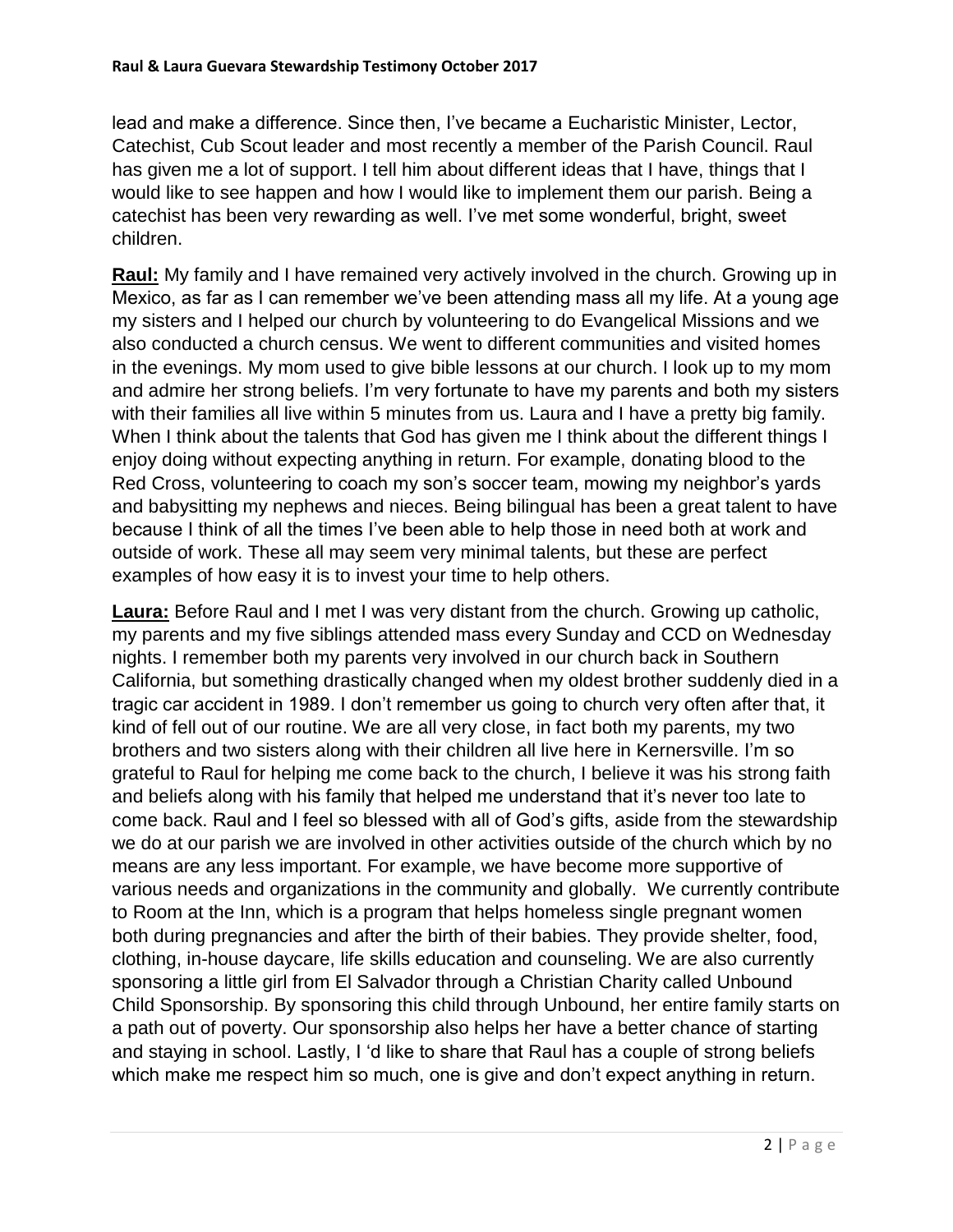lead and make a difference. Since then, I've became a Eucharistic Minister, Lector, Catechist, Cub Scout leader and most recently a member of the Parish Council. Raul has given me a lot of support. I tell him about different ideas that I have, things that I would like to see happen and how I would like to implement them our parish. Being a catechist has been very rewarding as well. I've met some wonderful, bright, sweet children.

**Raul:** My family and I have remained very actively involved in the church. Growing up in Mexico, as far as I can remember we've been attending mass all my life. At a young age my sisters and I helped our church by volunteering to do Evangelical Missions and we also conducted a church census. We went to different communities and visited homes in the evenings. My mom used to give bible lessons at our church. I look up to my mom and admire her strong beliefs. I'm very fortunate to have my parents and both my sisters with their families all live within 5 minutes from us. Laura and I have a pretty big family. When I think about the talents that God has given me I think about the different things I enjoy doing without expecting anything in return. For example, donating blood to the Red Cross, volunteering to coach my son's soccer team, mowing my neighbor's yards and babysitting my nephews and nieces. Being bilingual has been a great talent to have because I think of all the times I've been able to help those in need both at work and outside of work. These all may seem very minimal talents, but these are perfect examples of how easy it is to invest your time to help others.

**Laura:** Before Raul and I met I was very distant from the church. Growing up catholic, my parents and my five siblings attended mass every Sunday and CCD on Wednesday nights. I remember both my parents very involved in our church back in Southern California, but something drastically changed when my oldest brother suddenly died in a tragic car accident in 1989. I don't remember us going to church very often after that, it kind of fell out of our routine. We are all very close, in fact both my parents, my two brothers and two sisters along with their children all live here in Kernersville. I'm so grateful to Raul for helping me come back to the church, I believe it was his strong faith and beliefs along with his family that helped me understand that it's never too late to come back. Raul and I feel so blessed with all of God's gifts, aside from the stewardship we do at our parish we are involved in other activities outside of the church which by no means are any less important. For example, we have become more supportive of various needs and organizations in the community and globally. We currently contribute to Room at the Inn, which is a program that helps homeless single pregnant women both during pregnancies and after the birth of their babies. They provide shelter, food, clothing, in-house daycare, life skills education and counseling. We are also currently sponsoring a little girl from El Salvador through a Christian Charity called Unbound Child Sponsorship. By sponsoring this child through Unbound, her entire family starts on a path out of poverty. Our sponsorship also helps her have a better chance of starting and staying in school. Lastly, I 'd like to share that Raul has a couple of strong beliefs which make me respect him so much, one is give and don't expect anything in return.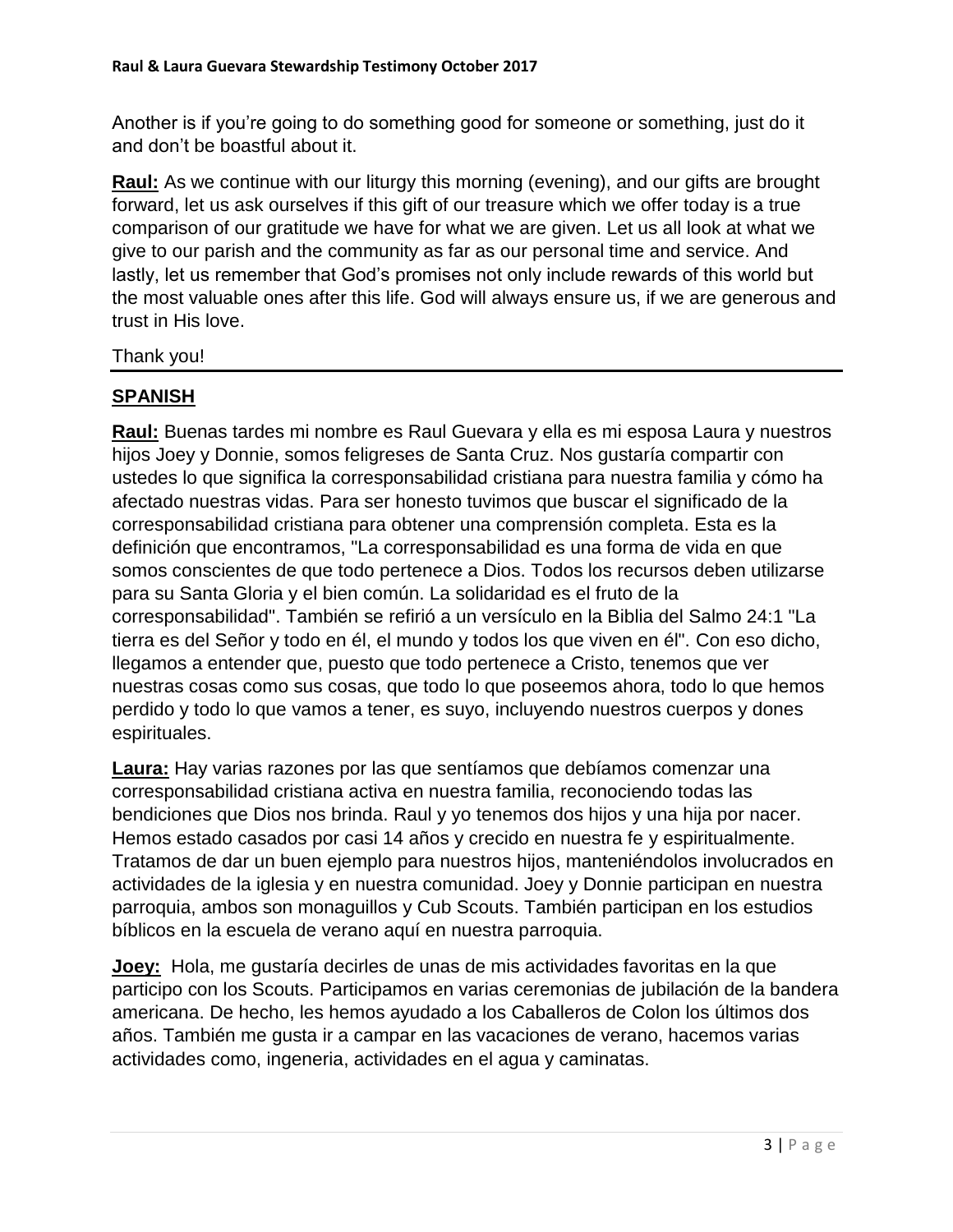Another is if you're going to do something good for someone or something, just do it and don't be boastful about it.

**Raul:** As we continue with our liturgy this morning (evening), and our gifts are brought forward, let us ask ourselves if this gift of our treasure which we offer today is a true comparison of our gratitude we have for what we are given. Let us all look at what we give to our parish and the community as far as our personal time and service. And lastly, let us remember that God's promises not only include rewards of this world but the most valuable ones after this life. God will always ensure us, if we are generous and trust in His love.

Thank you!

---

## SPANISH

**Raul:** Buenas tardes mi nombre es Raul Guevara y ella es mi esposa Laura y nuestros hijos Joey y Donnie, somos feligreses de Santa Cruz. Nos gustaría compartir con ustedes lo que significa la corresponsabilidad cristiana para nuestra familia y cómo ha afectado nuestras vidas. Para ser honesto tuvimos que buscar el significado de la corresponsabilidad cristiana para obtener una comprensión completa. Esta es la definición que encontramos, "La corresponsabilidad es una forma de vida en que somos conscientes de que todo pertenece a Dios. Todos los recursos deben utilizarse para su Santa Gloria y el bien común. La solidaridad es el fruto de la corresponsabilidad". También se refirió a un versículo en la Biblia del Salmo 24:1 "La tierra es del Señor y todo en él, el mundo y todos los que viven en él". Con eso dicho, llegamos a entender que, puesto que todo pertenece a Cristo, tenemos que ver nuestras cosas como sus cosas, que todo lo que poseemos ahora, todo lo que hemos perdido y todo lo que vamos a tener, es suyo, incluyendo nuestros cuerpos y dones espirituales.

**Laura:** Hay varias razones por las que sentíamos que debíamos comenzar una corresponsabilidad cristiana activa en nuestra familia, reconociendo todas las bendiciones que Dios nos brinda. Raul y yo tenemos dos hijos y una hija por nacer. Hemos estado casados por casi 14 años y crecido en nuestra fe y espiritualmente. Tratamos de dar un buen ejemplo para nuestros hijos, manteniéndolos involucrados en actividades de la iglesia y en nuestra comunidad. Joey y Donnie participan en nuestra parroquia, ambos son monaguillos y Cub Scouts. También participan en los estudios bíblicos en la escuela de verano aquí en nuestra parroquia.

**Joey:** Hola, me gustaría decirles de unas de mis actividades favoritas en la que participo con los Scouts. Participamos en varias ceremonias de jubilación de la bandera americana. De hecho, les hemos ayudado a los Caballeros de Colon los últimos dos años. También me gusta ir a campar en las vacaciones de verano, hacemos varias actividades como, ingeneria, actividades en el agua y caminatas.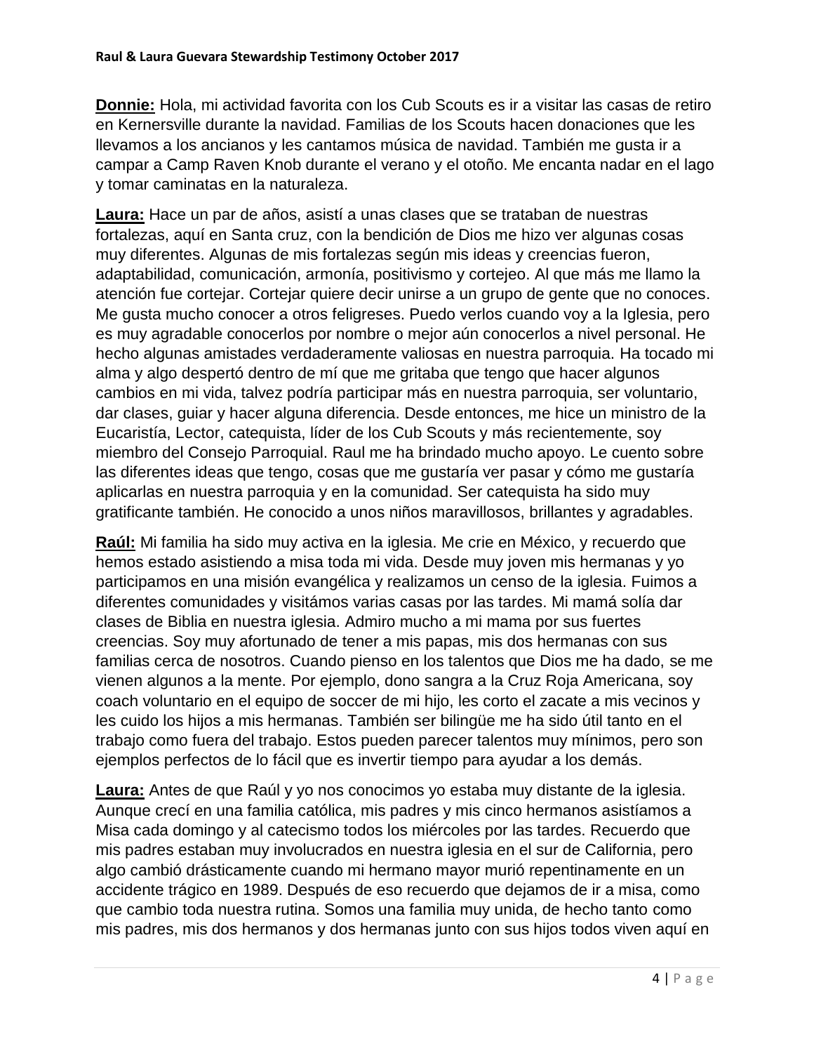**Donnie:** Hola, mi actividad favorita con los Cub Scouts es ir a visitar las casas de retiro en Kernersville durante la navidad. Familias de los Scouts hacen donaciones que les llevamos a los ancianos y les cantamos música de navidad. También me gusta ir a campar a Camp Raven Knob durante el verano y el otoño. Me encanta nadar en el lago y tomar caminatas en la naturaleza.

**Laura:** Hace un par de años, asistí a unas clases que se trataban de nuestras fortalezas, aquí en Santa cruz, con la bendición de Dios me hizo ver algunas cosas muy diferentes. Algunas de mis fortalezas según mis ideas y creencias fueron, adaptabilidad, comunicación, armonía, positivismo y cortejeo. Al que más me llamo la atención fue cortejar. Cortejar quiere decir unirse a un grupo de gente que no conoces. Me gusta mucho conocer a otros feligreses. Puedo verlos cuando voy a la Iglesia, pero es muy agradable conocerlos por nombre o mejor aún conocerlos a nivel personal. He hecho algunas amistades verdaderamente valiosas en nuestra parroquia. Ha tocado mi alma y algo despertó dentro de mí que me gritaba que tengo que hacer algunos cambios en mi vida, talvez podría participar más en nuestra parroquia, ser voluntario, dar clases, guiar y hacer alguna diferencia. Desde entonces, me hice un ministro de la Eucaristía, Lector, catequista, líder de los Cub Scouts y más recientemente, soy miembro del Consejo Parroquial. Raul me ha brindado mucho apoyo. Le cuento sobre las diferentes ideas que tengo, cosas que me gustaría ver pasar y cómo me gustaría aplicarlas en nuestra parroquia y en la comunidad. Ser catequista ha sido muy gratificante también. He conocido a unos niños maravillosos, brillantes y agradables.

**Raúl:** Mi familia ha sido muy activa en la iglesia. Me crie en México, y recuerdo que hemos estado asistiendo a misa toda mi vida. Desde muy joven mis hermanas y yo participamos en una misión evangélica y realizamos un censo de la iglesia. Fuimos a diferentes comunidades y visitámos varias casas por las tardes. Mi mamá solía dar clases de Biblia en nuestra iglesia. Admiro mucho a mi mama por sus fuertes creencias. Soy muy afortunado de tener a mis papas, mis dos hermanas con sus familias cerca de nosotros. Cuando pienso en los talentos que Dios me ha dado, se me vienen algunos a la mente. Por ejemplo, dono sangra a la Cruz Roja Americana, soy coach voluntario en el equipo de soccer de mi hijo, les corto el zacate a mis vecinos y les cuido los hijos a mis hermanas. También ser bilingüe me ha sido útil tanto en el trabajo como fuera del trabajo. Estos pueden parecer talentos muy mínimos, pero son ejemplos perfectos de lo fácil que es invertir tiempo para ayudar a los demás.

**Laura:** Antes de que Raúl y yo nos conocimos yo estaba muy distante de la iglesia. Aunque crecí en una familia católica, mis padres y mis cinco hermanos asistíamos a Misa cada domingo y al catecismo todos los miércoles por las tardes. Recuerdo que mis padres estaban muy involucrados en nuestra iglesia en el sur de California, pero algo cambió drásticamente cuando mi hermano mayor murió repentinamente en un accidente trágico en 1989. Después de eso recuerdo que dejamos de ir a misa, como que cambio toda nuestra rutina. Somos una familia muy unida, de hecho tanto como mis padres, mis dos hermanos y dos hermanas junto con sus hijos todos viven aquí en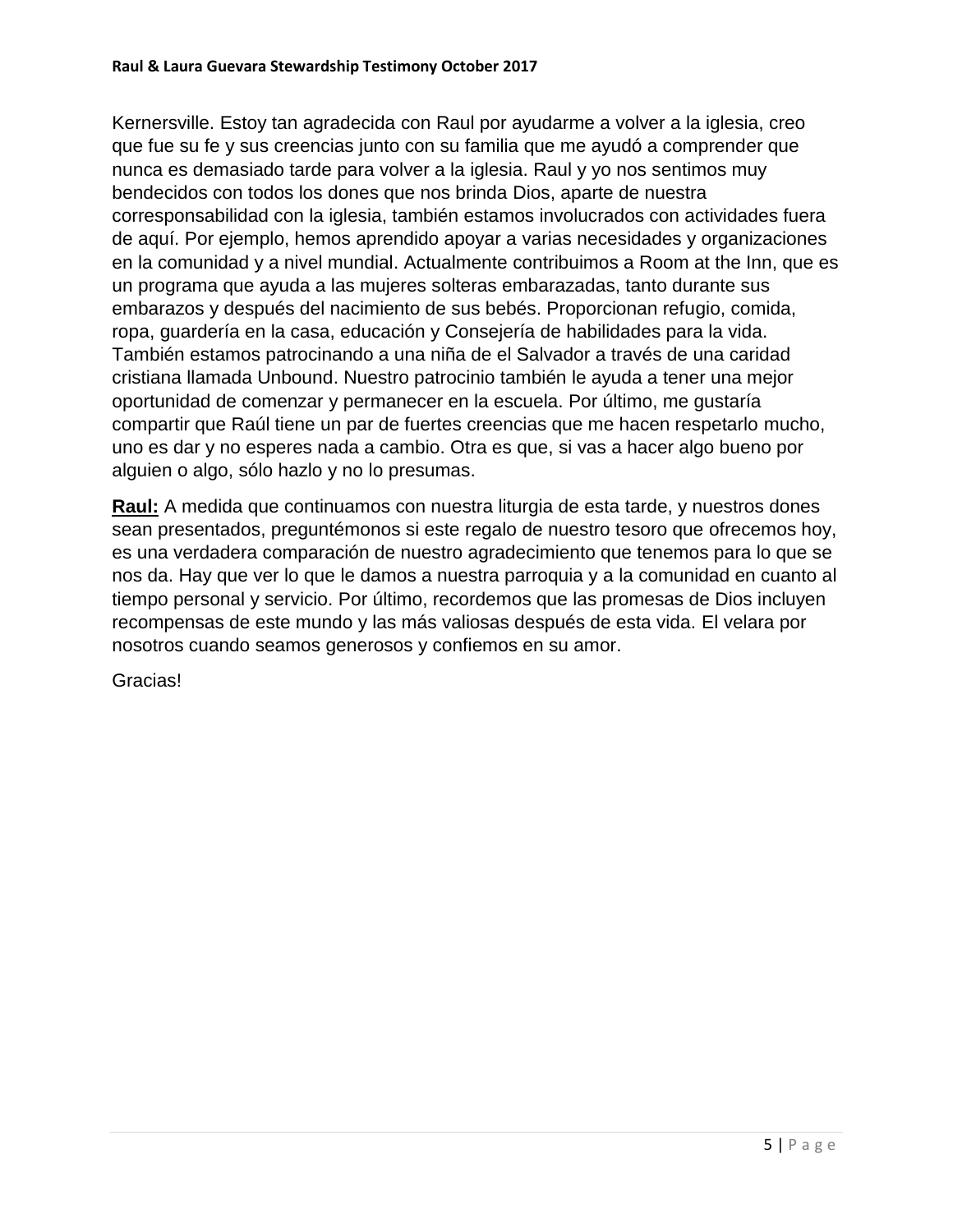Kernersville. Estoy tan agradecida con Raul por ayudarme a volver a la iglesia, creo que fue su fe y sus creencias junto con su familia que me ayudó a comprender que nunca es demasiado tarde para volver a la iglesia. Raul y yo nos sentimos muy bendecidos con todos los dones que nos brinda Dios, aparte de nuestra corresponsabilidad con la iglesia, también estamos involucrados con actividades fuera de aquí. Por ejemplo, hemos aprendido apoyar a varias necesidades y organizaciones en la comunidad y a nivel mundial. Actualmente contribuimos a Room at the Inn, que es un programa que ayuda a las mujeres solteras embarazadas, tanto durante sus embarazos y después del nacimiento de sus bebés. Proporcionan refugio, comida, ropa, guardería en la casa, educación y Consejería de habilidades para la vida. También estamos patrocinando a una niña de el Salvador a través de una caridad cristiana llamada Unbound. Nuestro patrocinio también le ayuda a tener una mejor oportunidad de comenzar y permanecer en la escuela. Por último, me gustaría compartir que Raúl tiene un par de fuertes creencias que me hacen respetarlo mucho, uno es dar y no esperes nada a cambio. Otra es que, si vas a hacer algo bueno por alguien o algo, sólo hazlo y no lo presumas.

**<u>Raul:</u>** A medida que continuamos con nuestra liturgia de esta tarde, y nuestros dones sean presentados, preguntémonos si este regalo de nuestro tesoro que ofrecemos hoy, es una verdadera comparación de nuestro agradecimiento que tenemos para lo que se nos da. Hay que ver lo que le damos a nuestra parroquia y a la comunidad en cuanto al tiempo personal y servicio. Por último, recordemos que las promesas de Dios incluyen recompensas de este mundo y las más valiosas después de esta vida. El velara por nosotros cuando seamos generosos y confiemos en su amor.

Gracias!